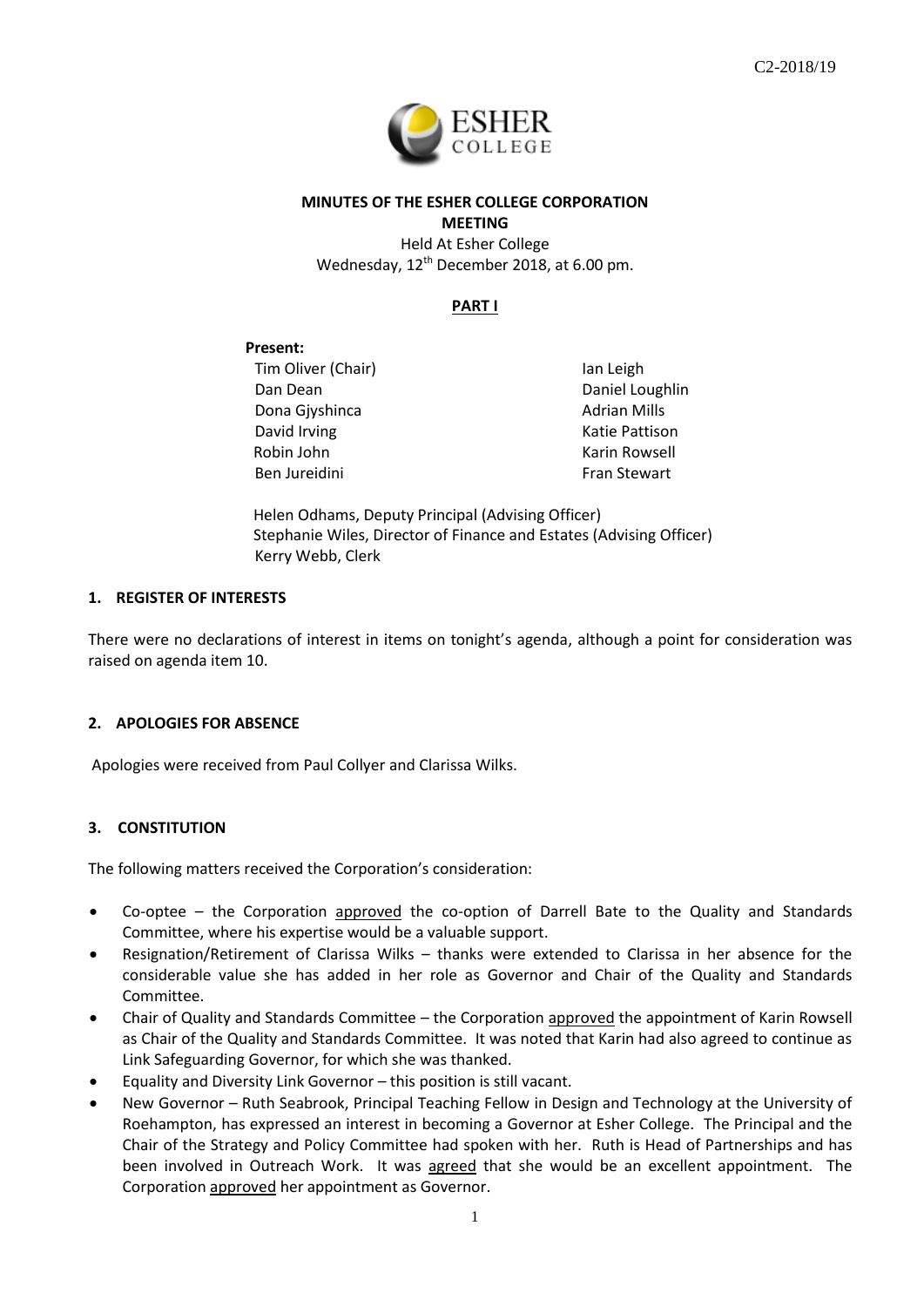C2-2018/19

**MINUTES OF THE ESHER COLLEGE CORPORATION MEETING**

Held At Esher College
Wednesday, 12th December 2018, at 6.00 pm.

**PART I**

**Present:**

Tim Oliver (Chair)
Dan Dean
Dona Gjyshinca
David Irving
Robin John
Ben Jureidini
Ian Leigh
Daniel Loughlin
Adrian Mills
Katie Pattison
Karin Rowsell
Fran Stewart

Helen Odhams, Deputy Principal (Advising Officer)
Stephanie Wiles, Director of Finance and Estates (Advising Officer)
Kerry Webb, Clerk

## 1. REGISTER OF INTERESTS

There were no declarations of interest in items on tonight's agenda, although a point for consideration was raised on agenda item 10.

## 2. APOLOGIES FOR ABSENCE

Apologies were received from Paul Collyer and Clarissa Wilks.

## 3. CONSTITUTION

The following matters received the Corporation's consideration:

- Co-optee – the Corporation approved the co-option of Darrell Bate to the Quality and Standards Committee, where his expertise would be a valuable support.
- Resignation/Retirement of Clarissa Wilks – thanks were extended to Clarissa in her absence for the considerable value she has added in her role as Governor and Chair of the Quality and Standards Committee.
- Chair of Quality and Standards Committee – the Corporation approved the appointment of Karin Rowsell as Chair of the Quality and Standards Committee. It was noted that Karin had also agreed to continue as Link Safeguarding Governor, for which she was thanked.
- Equality and Diversity Link Governor – this position is still vacant.
- New Governor – Ruth Seabrook, Principal Teaching Fellow in Design and Technology at the University of Roehampton, has expressed an interest in becoming a Governor at Esher College. The Principal and the Chair of the Strategy and Policy Committee had spoken with her. Ruth is Head of Partnerships and has been involved in Outreach Work. It was agreed that she would be an excellent appointment. The Corporation approved her appointment as Governor.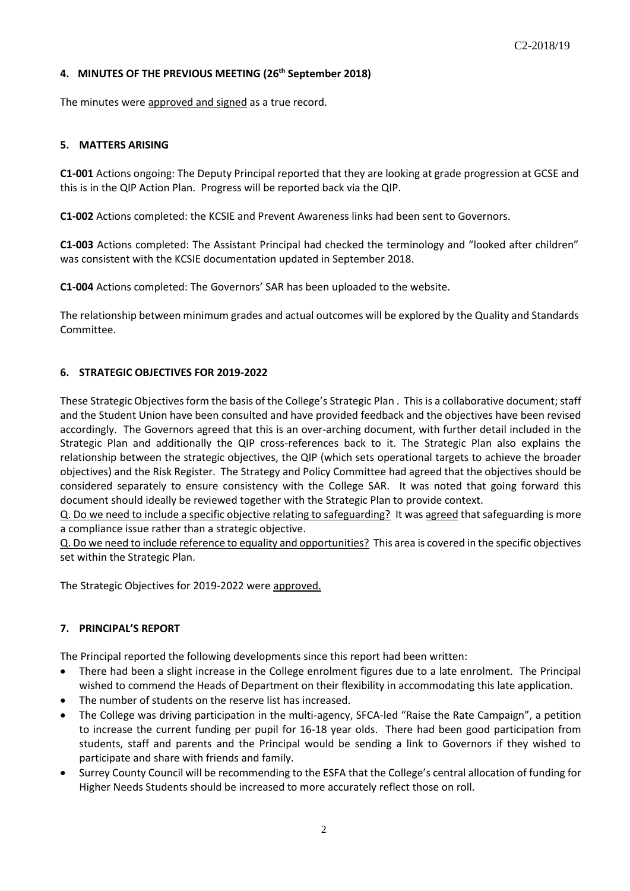## 4. MINUTES OF THE PREVIOUS MEETING (26th September 2018)

The minutes were approved and signed as a true record.

## 5. MATTERS ARISING

**C1-001** Actions ongoing: The Deputy Principal reported that they are looking at grade progression at GCSE and this is in the QIP Action Plan. Progress will be reported back via the QIP.

**C1-002** Actions completed: the KCSIE and Prevent Awareness links had been sent to Governors.

**C1-003** Actions completed: The Assistant Principal had checked the terminology and "looked after children" was consistent with the KCSIE documentation updated in September 2018.

**C1-004** Actions completed: The Governors' SAR has been uploaded to the website.

The relationship between minimum grades and actual outcomes will be explored by the Quality and Standards Committee.

## 6. STRATEGIC OBJECTIVES FOR 2019-2022

These Strategic Objectives form the basis of the College's Strategic Plan . This is a collaborative document; staff and the Student Union have been consulted and have provided feedback and the objectives have been revised accordingly. The Governors agreed that this is an over-arching document, with further detail included in the Strategic Plan and additionally the QIP cross-references back to it. The Strategic Plan also explains the relationship between the strategic objectives, the QIP (which sets operational targets to achieve the broader objectives) and the Risk Register. The Strategy and Policy Committee had agreed that the objectives should be considered separately to ensure consistency with the College SAR. It was noted that going forward this document should ideally be reviewed together with the Strategic Plan to provide context.

Q. Do we need to include a specific objective relating to safeguarding? It was agreed that safeguarding is more a compliance issue rather than a strategic objective.

Q. Do we need to include reference to equality and opportunities? This area is covered in the specific objectives set within the Strategic Plan.

The Strategic Objectives for 2019-2022 were approved.

## 7. PRINCIPAL'S REPORT

The Principal reported the following developments since this report had been written:

- There had been a slight increase in the College enrolment figures due to a late enrolment. The Principal wished to commend the Heads of Department on their flexibility in accommodating this late application.
- The number of students on the reserve list has increased.
- The College was driving participation in the multi-agency, SFCA-led "Raise the Rate Campaign", a petition to increase the current funding per pupil for 16-18 year olds. There had been good participation from students, staff and parents and the Principal would be sending a link to Governors if they wished to participate and share with friends and family.
- Surrey County Council will be recommending to the ESFA that the College's central allocation of funding for Higher Needs Students should be increased to more accurately reflect those on roll.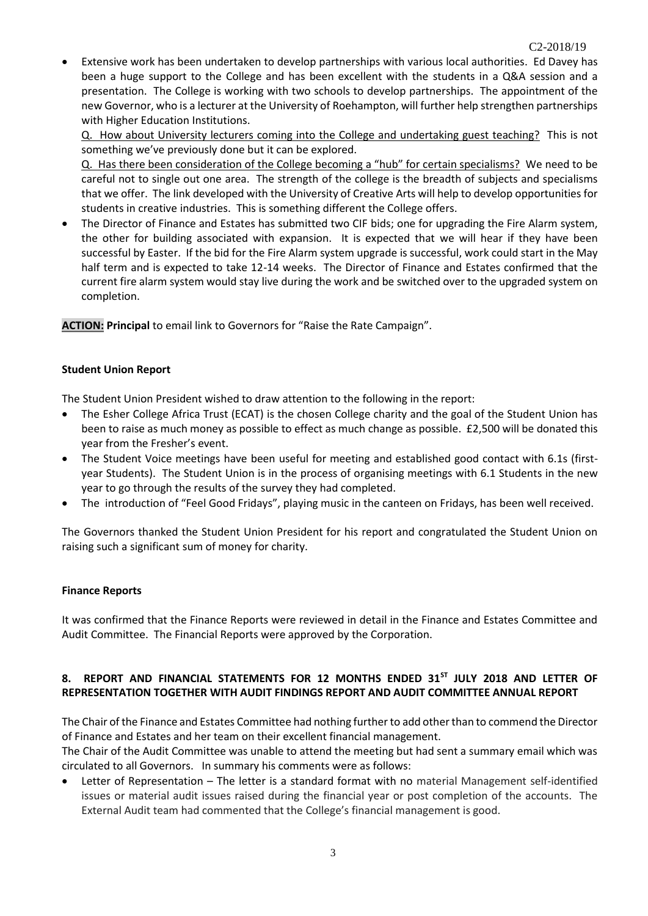- Extensive work has been undertaken to develop partnerships with various local authorities. Ed Davey has been a huge support to the College and has been excellent with the students in a Q&A session and a presentation. The College is working with two schools to develop partnerships. The appointment of the new Governor, who is a lecturer at the University of Roehampton, will further help strengthen partnerships with Higher Education Institutions.

  <u>Q. How about University lecturers coming into the College and undertaking guest teaching?</u> This is not something we've previously done but it can be explored.

  <u>Q. Has there been consideration of the College becoming a "hub" for certain specialisms?</u> We need to be careful not to single out one area. The strength of the college is the breadth of subjects and specialisms that we offer. The link developed with the University of Creative Arts will help to develop opportunities for students in creative industries. This is something different the College offers.
- The Director of Finance and Estates has submitted two CIF bids; one for upgrading the Fire Alarm system, the other for building associated with expansion. It is expected that we will hear if they have been successful by Easter. If the bid for the Fire Alarm system upgrade is successful, work could start in the May half term and is expected to take 12-14 weeks. The Director of Finance and Estates confirmed that the current fire alarm system would stay live during the work and be switched over to the upgraded system on completion.

**ACTION: Principal** to email link to Governors for "Raise the Rate Campaign".

**Student Union Report**

The Student Union President wished to draw attention to the following in the report:

- The Esher College Africa Trust (ECAT) is the chosen College charity and the goal of the Student Union has been to raise as much money as possible to effect as much change as possible. £2,500 will be donated this year from the Fresher's event.
- The Student Voice meetings have been useful for meeting and established good contact with 6.1s (first-year Students). The Student Union is in the process of organising meetings with 6.1 Students in the new year to go through the results of the survey they had completed.
- The introduction of "Feel Good Fridays", playing music in the canteen on Fridays, has been well received.

The Governors thanked the Student Union President for his report and congratulated the Student Union on raising such a significant sum of money for charity.

**Finance Reports**

It was confirmed that the Finance Reports were reviewed in detail in the Finance and Estates Committee and Audit Committee. The Financial Reports were approved by the Corporation.

## 8. REPORT AND FINANCIAL STATEMENTS FOR 12 MONTHS ENDED 31ST JULY 2018 AND LETTER OF REPRESENTATION TOGETHER WITH AUDIT FINDINGS REPORT AND AUDIT COMMITTEE ANNUAL REPORT

The Chair of the Finance and Estates Committee had nothing further to add other than to commend the Director of Finance and Estates and her team on their excellent financial management.

The Chair of the Audit Committee was unable to attend the meeting but had sent a summary email which was circulated to all Governors. In summary his comments were as follows:

- Letter of Representation – The letter is a standard format with no material Management self-identified issues or material audit issues raised during the financial year or post completion of the accounts. The External Audit team had commented that the College's financial management is good.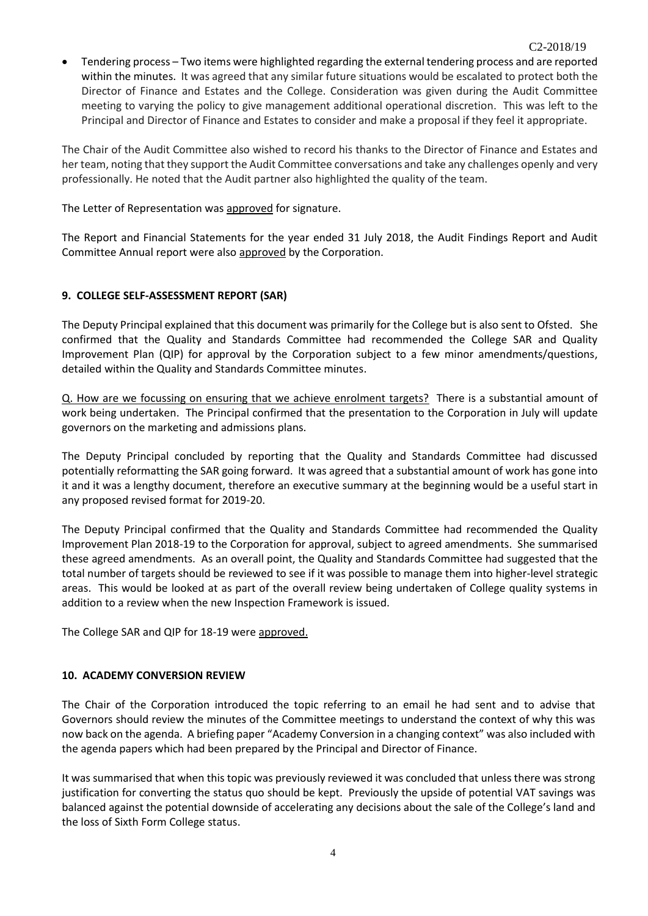- Tendering process – Two items were highlighted regarding the external tendering process and are reported within the minutes. It was agreed that any similar future situations would be escalated to protect both the Director of Finance and Estates and the College. Consideration was given during the Audit Committee meeting to varying the policy to give management additional operational discretion. This was left to the Principal and Director of Finance and Estates to consider and make a proposal if they feel it appropriate.

The Chair of the Audit Committee also wished to record his thanks to the Director of Finance and Estates and her team, noting that they support the Audit Committee conversations and take any challenges openly and very professionally. He noted that the Audit partner also highlighted the quality of the team.

The Letter of Representation was approved for signature.

The Report and Financial Statements for the year ended 31 July 2018, the Audit Findings Report and Audit Committee Annual report were also approved by the Corporation.

## 9. COLLEGE SELF-ASSESSMENT REPORT (SAR)

The Deputy Principal explained that this document was primarily for the College but is also sent to Ofsted. She confirmed that the Quality and Standards Committee had recommended the College SAR and Quality Improvement Plan (QIP) for approval by the Corporation subject to a few minor amendments/questions, detailed within the Quality and Standards Committee minutes.

Q. How are we focussing on ensuring that we achieve enrolment targets? There is a substantial amount of work being undertaken. The Principal confirmed that the presentation to the Corporation in July will update governors on the marketing and admissions plans.

The Deputy Principal concluded by reporting that the Quality and Standards Committee had discussed potentially reformatting the SAR going forward. It was agreed that a substantial amount of work has gone into it and it was a lengthy document, therefore an executive summary at the beginning would be a useful start in any proposed revised format for 2019-20.

The Deputy Principal confirmed that the Quality and Standards Committee had recommended the Quality Improvement Plan 2018-19 to the Corporation for approval, subject to agreed amendments. She summarised these agreed amendments. As an overall point, the Quality and Standards Committee had suggested that the total number of targets should be reviewed to see if it was possible to manage them into higher-level strategic areas. This would be looked at as part of the overall review being undertaken of College quality systems in addition to a review when the new Inspection Framework is issued.

The College SAR and QIP for 18-19 were approved.

## 10. ACADEMY CONVERSION REVIEW

The Chair of the Corporation introduced the topic referring to an email he had sent and to advise that Governors should review the minutes of the Committee meetings to understand the context of why this was now back on the agenda. A briefing paper "Academy Conversion in a changing context" was also included with the agenda papers which had been prepared by the Principal and Director of Finance.

It was summarised that when this topic was previously reviewed it was concluded that unless there was strong justification for converting the status quo should be kept. Previously the upside of potential VAT savings was balanced against the potential downside of accelerating any decisions about the sale of the College's land and the loss of Sixth Form College status.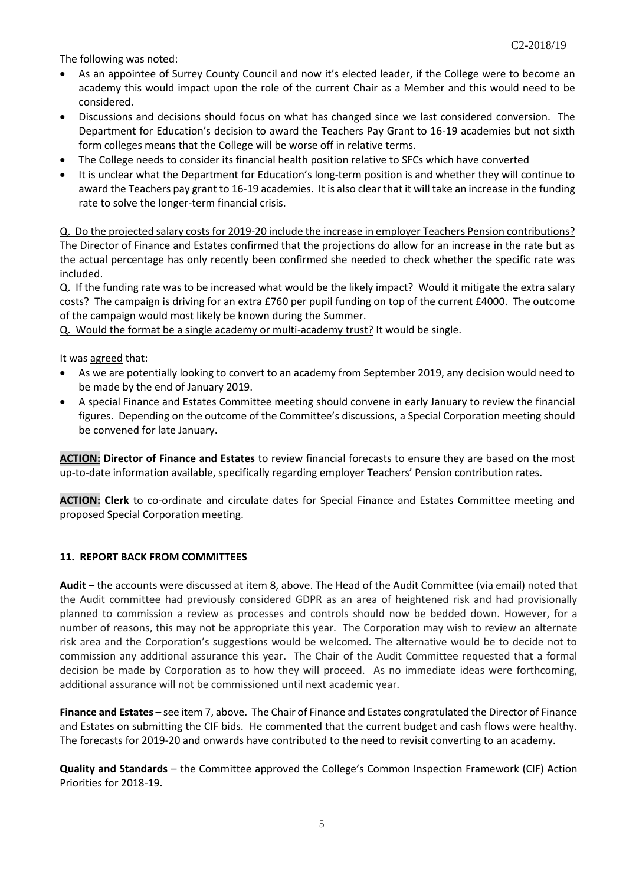The following was noted:

- As an appointee of Surrey County Council and now it's elected leader, if the College were to become an academy this would impact upon the role of the current Chair as a Member and this would need to be considered.
- Discussions and decisions should focus on what has changed since we last considered conversion. The Department for Education's decision to award the Teachers Pay Grant to 16-19 academies but not sixth form colleges means that the College will be worse off in relative terms.
- The College needs to consider its financial health position relative to SFCs which have converted
- It is unclear what the Department for Education's long-term position is and whether they will continue to award the Teachers pay grant to 16-19 academies. It is also clear that it will take an increase in the funding rate to solve the longer-term financial crisis.

Q. Do the projected salary costs for 2019-20 include the increase in employer Teachers Pension contributions? The Director of Finance and Estates confirmed that the projections do allow for an increase in the rate but as the actual percentage has only recently been confirmed she needed to check whether the specific rate was included.

Q. If the funding rate was to be increased what would be the likely impact? Would it mitigate the extra salary costs? The campaign is driving for an extra £760 per pupil funding on top of the current £4000. The outcome of the campaign would most likely be known during the Summer.

Q. Would the format be a single academy or multi-academy trust? It would be single.

It was agreed that:

- As we are potentially looking to convert to an academy from September 2019, any decision would need to be made by the end of January 2019.
- A special Finance and Estates Committee meeting should convene in early January to review the financial figures. Depending on the outcome of the Committee's discussions, a Special Corporation meeting should be convened for late January.

**ACTION: Director of Finance and Estates** to review financial forecasts to ensure they are based on the most up-to-date information available, specifically regarding employer Teachers' Pension contribution rates.

**ACTION: Clerk** to co-ordinate and circulate dates for Special Finance and Estates Committee meeting and proposed Special Corporation meeting.

## 11. REPORT BACK FROM COMMITTEES

**Audit** – the accounts were discussed at item 8, above. The Head of the Audit Committee (via email) noted that the Audit committee had previously considered GDPR as an area of heightened risk and had provisionally planned to commission a review as processes and controls should now be bedded down. However, for a number of reasons, this may not be appropriate this year. The Corporation may wish to review an alternate risk area and the Corporation's suggestions would be welcomed. The alternative would be to decide not to commission any additional assurance this year. The Chair of the Audit Committee requested that a formal decision be made by Corporation as to how they will proceed. As no immediate ideas were forthcoming, additional assurance will not be commissioned until next academic year.

**Finance and Estates** – see item 7, above. The Chair of Finance and Estates congratulated the Director of Finance and Estates on submitting the CIF bids. He commented that the current budget and cash flows were healthy. The forecasts for 2019-20 and onwards have contributed to the need to revisit converting to an academy.

**Quality and Standards** – the Committee approved the College's Common Inspection Framework (CIF) Action Priorities for 2018-19.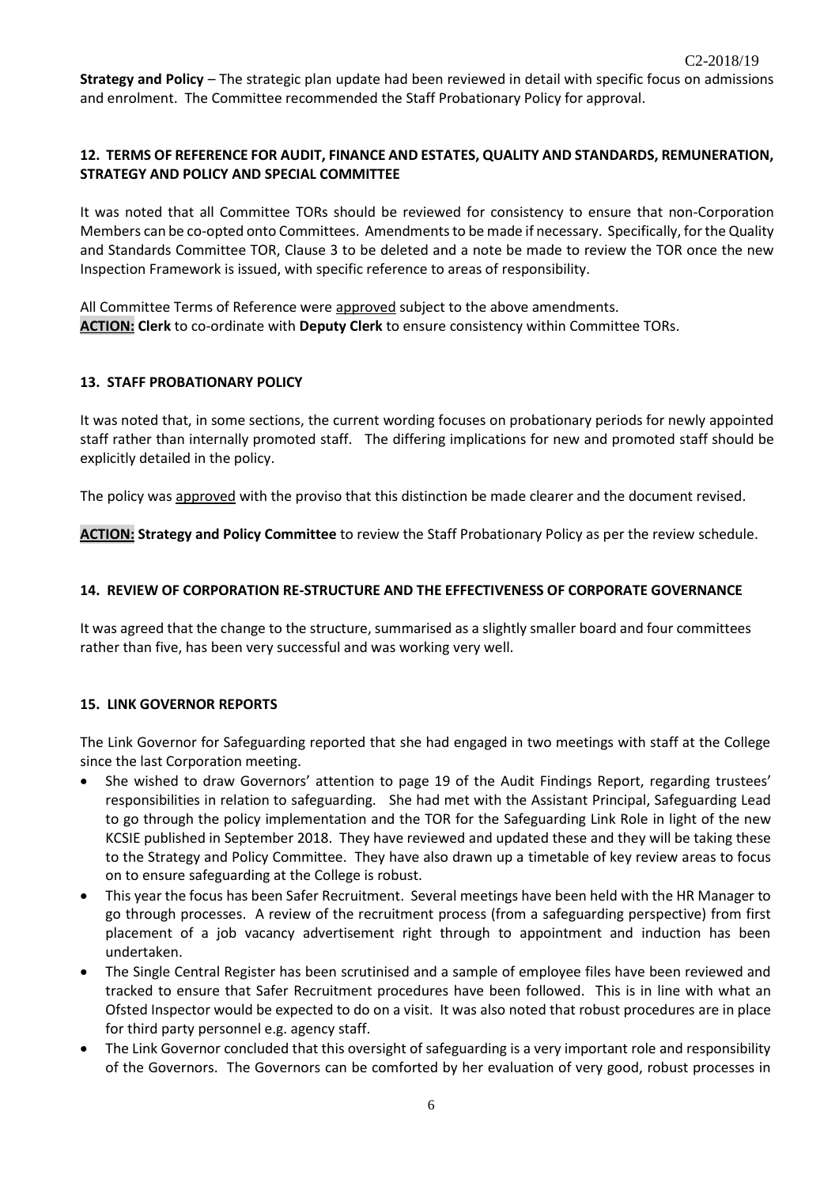**Strategy and Policy** – The strategic plan update had been reviewed in detail with specific focus on admissions and enrolment. The Committee recommended the Staff Probationary Policy for approval.

## 12. TERMS OF REFERENCE FOR AUDIT, FINANCE AND ESTATES, QUALITY AND STANDARDS, REMUNERATION, STRATEGY AND POLICY AND SPECIAL COMMITTEE

It was noted that all Committee TORs should be reviewed for consistency to ensure that non-Corporation Members can be co-opted onto Committees. Amendments to be made if necessary. Specifically, for the Quality and Standards Committee TOR, Clause 3 to be deleted and a note be made to review the TOR once the new Inspection Framework is issued, with specific reference to areas of responsibility.

All Committee Terms of Reference were approved subject to the above amendments.
**ACTION: Clerk** to co-ordinate with **Deputy Clerk** to ensure consistency within Committee TORs.

## 13. STAFF PROBATIONARY POLICY

It was noted that, in some sections, the current wording focuses on probationary periods for newly appointed staff rather than internally promoted staff. The differing implications for new and promoted staff should be explicitly detailed in the policy.

The policy was approved with the proviso that this distinction be made clearer and the document revised.

**ACTION: Strategy and Policy Committee** to review the Staff Probationary Policy as per the review schedule.

## 14. REVIEW OF CORPORATION RE-STRUCTURE AND THE EFFECTIVENESS OF CORPORATE GOVERNANCE

It was agreed that the change to the structure, summarised as a slightly smaller board and four committees rather than five, has been very successful and was working very well.

## 15. LINK GOVERNOR REPORTS

The Link Governor for Safeguarding reported that she had engaged in two meetings with staff at the College since the last Corporation meeting.

- She wished to draw Governors' attention to page 19 of the Audit Findings Report, regarding trustees' responsibilities in relation to safeguarding. She had met with the Assistant Principal, Safeguarding Lead to go through the policy implementation and the TOR for the Safeguarding Link Role in light of the new KCSIE published in September 2018. They have reviewed and updated these and they will be taking these to the Strategy and Policy Committee. They have also drawn up a timetable of key review areas to focus on to ensure safeguarding at the College is robust.
- This year the focus has been Safer Recruitment. Several meetings have been held with the HR Manager to go through processes. A review of the recruitment process (from a safeguarding perspective) from first placement of a job vacancy advertisement right through to appointment and induction has been undertaken.
- The Single Central Register has been scrutinised and a sample of employee files have been reviewed and tracked to ensure that Safer Recruitment procedures have been followed. This is in line with what an Ofsted Inspector would be expected to do on a visit. It was also noted that robust procedures are in place for third party personnel e.g. agency staff.
- The Link Governor concluded that this oversight of safeguarding is a very important role and responsibility of the Governors. The Governors can be comforted by her evaluation of very good, robust processes in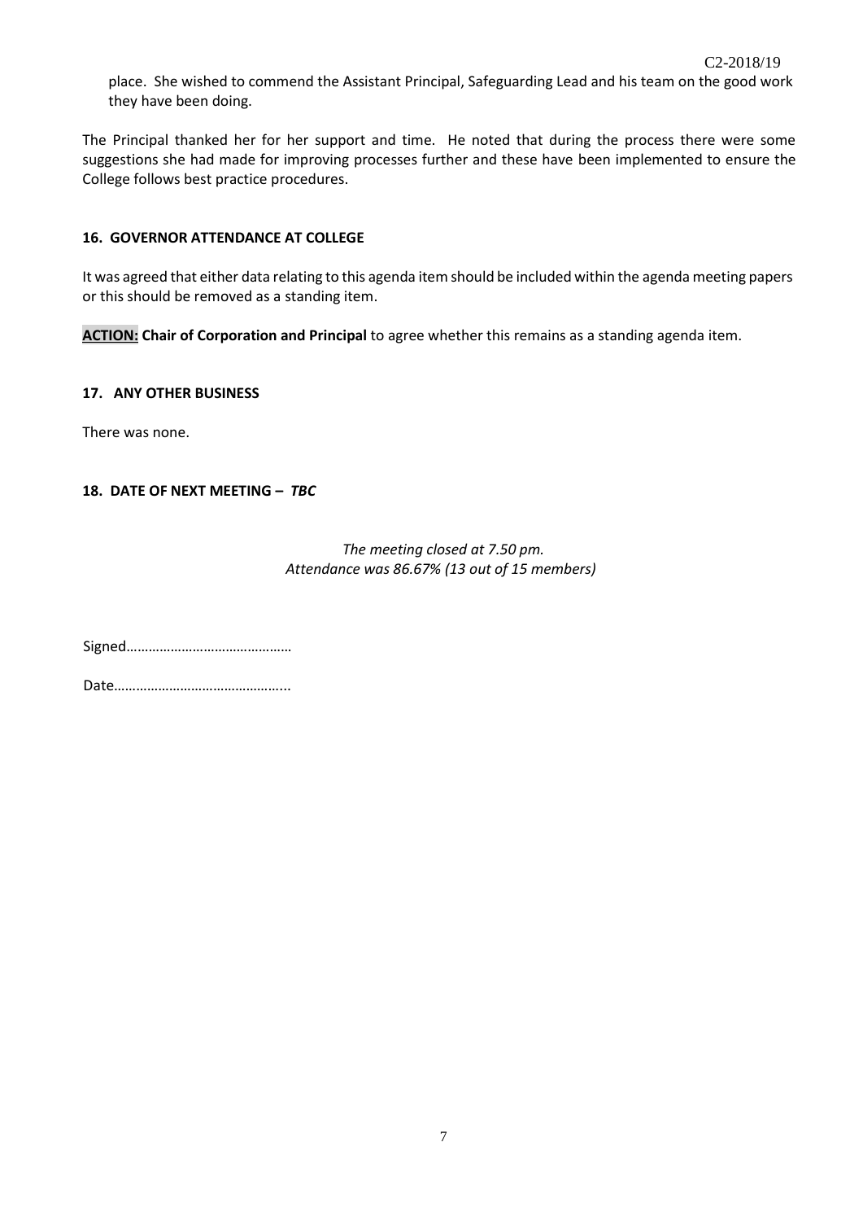place. She wished to commend the Assistant Principal, Safeguarding Lead and his team on the good work they have been doing.

The Principal thanked her for her support and time. He noted that during the process there were some suggestions she had made for improving processes further and these have been implemented to ensure the College follows best practice procedures.

**16. GOVERNOR ATTENDANCE AT COLLEGE**

It was agreed that either data relating to this agenda item should be included within the agenda meeting papers or this should be removed as a standing item.

**ACTION: Chair of Corporation and Principal** to agree whether this remains as a standing agenda item.

**17. ANY OTHER BUSINESS**

There was none.

**18. DATE OF NEXT MEETING –** ***TBC***

*The meeting closed at 7.50 pm.*
*Attendance was 86.67% (13 out of 15 members)*

Signed………………………………………

Date………………………………………..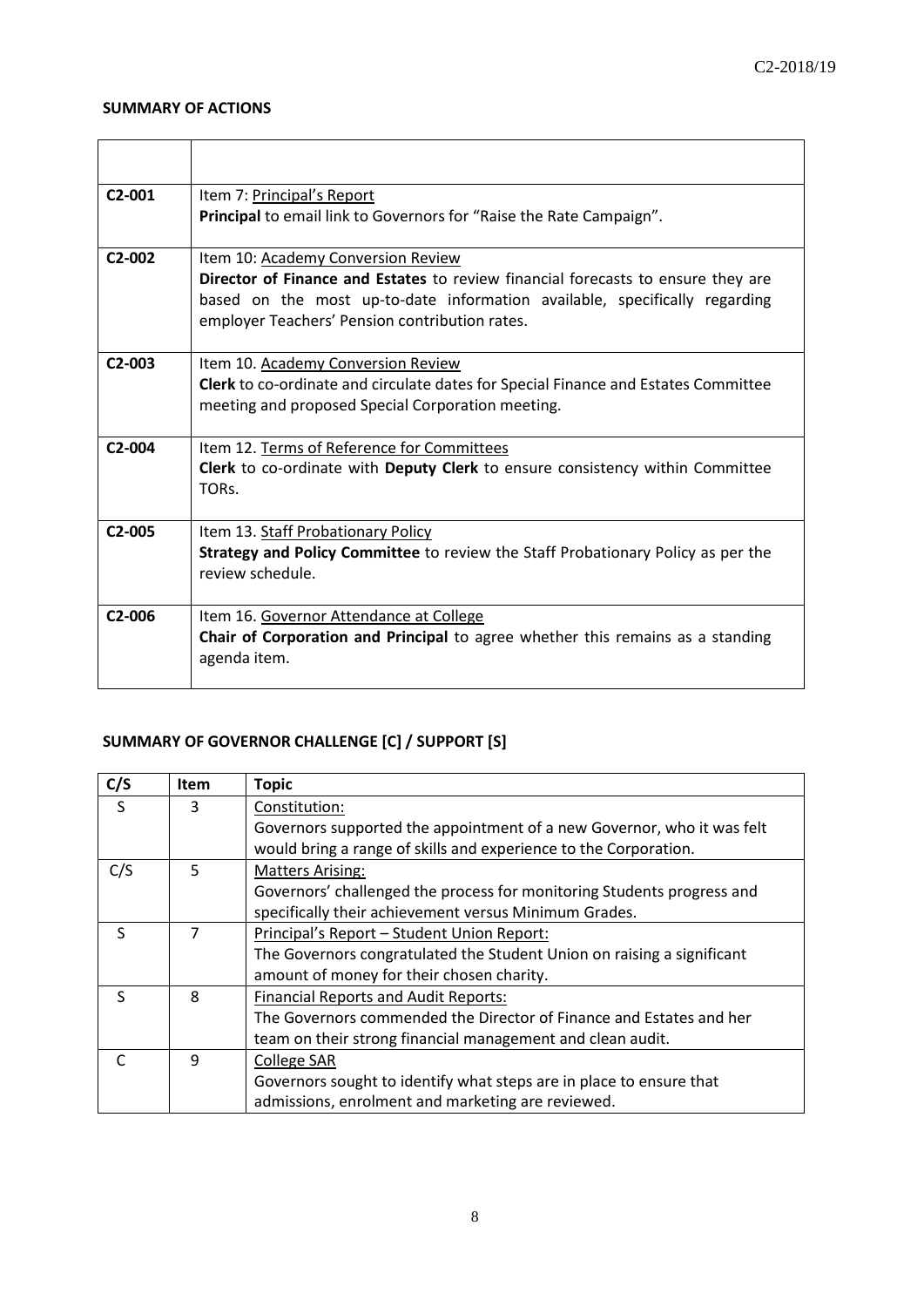**SUMMARY OF ACTIONS**

| | |
|---|---|
| **C2-001** | Item 7: <u>Principal's Report</u><br>**Principal** to email link to Governors for "Raise the Rate Campaign". |
| **C2-002** | Item 10: <u>Academy Conversion Review</u><br>**Director of Finance and Estates** to review financial forecasts to ensure they are based on the most up-to-date information available, specifically regarding employer Teachers' Pension contribution rates. |
| **C2-003** | Item 10. <u>Academy Conversion Review</u><br>**Clerk** to co-ordinate and circulate dates for Special Finance and Estates Committee meeting and proposed Special Corporation meeting. |
| **C2-004** | Item 12. <u>Terms of Reference for Committees</u><br>**Clerk** to co-ordinate with **Deputy Clerk** to ensure consistency within Committee TORs. |
| **C2-005** | Item 13. <u>Staff Probationary Policy</u><br>**Strategy and Policy Committee** to review the Staff Probationary Policy as per the review schedule. |
| **C2-006** | Item 16. <u>Governor Attendance at College</u><br>**Chair of Corporation and Principal** to agree whether this remains as a standing agenda item. |

**SUMMARY OF GOVERNOR CHALLENGE [C] / SUPPORT [S]**

| C/S | Item | Topic |
|---|---|---|
| S | 3 | <u>Constitution:</u><br>Governors supported the appointment of a new Governor, who it was felt would bring a range of skills and experience to the Corporation. |
| C/S | 5 | <u>Matters Arising:</u><br>Governors' challenged the process for monitoring Students progress and specifically their achievement versus Minimum Grades. |
| S | 7 | <u>Principal's Report – Student Union Report:</u><br>The Governors congratulated the Student Union on raising a significant amount of money for their chosen charity. |
| S | 8 | <u>Financial Reports and Audit Reports:</u><br>The Governors commended the Director of Finance and Estates and her team on their strong financial management and clean audit. |
| C | 9 | <u>College SAR</u><br>Governors sought to identify what steps are in place to ensure that admissions, enrolment and marketing are reviewed. |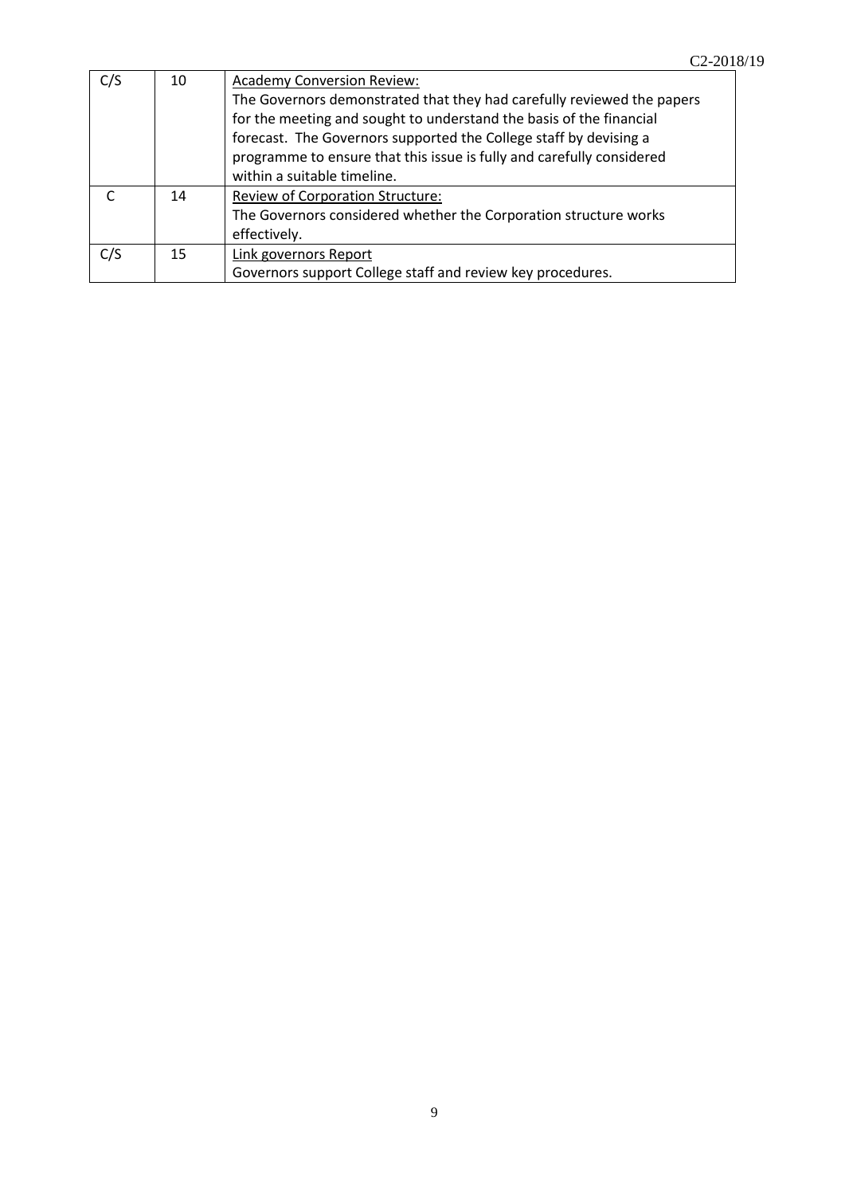| | | |
|---|---|---|
| C/S | 10 | <u>Academy Conversion Review:</u><br>The Governors demonstrated that they had carefully reviewed the papers for the meeting and sought to understand the basis of the financial forecast. The Governors supported the College staff by devising a programme to ensure that this issue is fully and carefully considered within a suitable timeline. |
| C | 14 | <u>Review of Corporation Structure:</u><br>The Governors considered whether the Corporation structure works effectively. |
| C/S | 15 | <u>Link governors Report</u><br>Governors support College staff and review key procedures. |